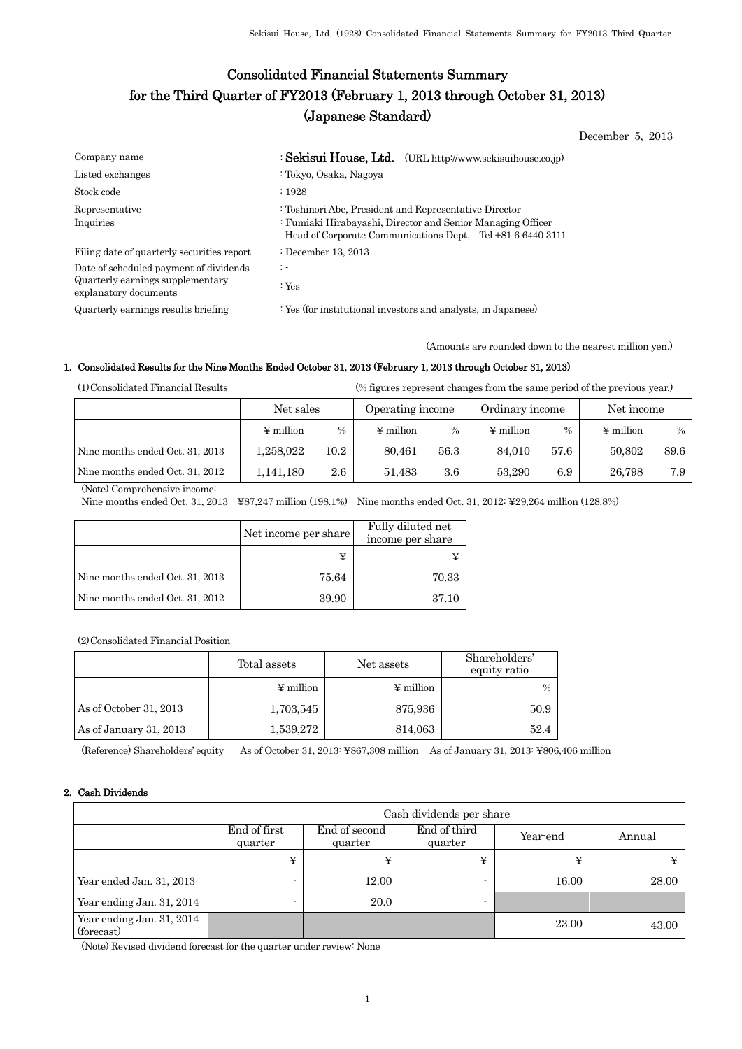# Consolidated Financial Statements Summary for the Third Quarter of FY2013 (February 1, 2013 through October 31, 2013) (Japanese Standard)

December 5, 2013

| | |
|---|---|
| Company name | : **Sekisui House, Ltd.** (URL http://www.sekisuihouse.co.jp) |
| Listed exchanges | : Tokyo, Osaka, Nagoya |
| Stock code | : 1928 |
| Representative | : Toshinori Abe, President and Representative Director |
| Inquiries | : Fumiaki Hirabayashi, Director and Senior Managing Officer<br>Head of Corporate Communications Dept. Tel +81 6 6440 3111 |
| Filing date of quarterly securities report | : December 13, 2013 |
| Date of scheduled payment of dividends | : - |
| Quarterly earnings supplementary explanatory documents | : Yes |
| Quarterly earnings results briefing | : Yes (for institutional investors and analysts, in Japanese) |

(Amounts are rounded down to the nearest million yen.)

## 1. Consolidated Results for the Nine Months Ended October 31, 2013 (February 1, 2013 through October 31, 2013)

(1) Consolidated Financial Results (% figures represent changes from the same period of the previous year.)

| | Net sales | | Operating income | | Ordinary income | | Net income | |
|---|---|---|---|---|---|---|---|---|
| | ¥ million | % | ¥ million | % | ¥ million | % | ¥ million | % |
| Nine months ended Oct. 31, 2013 | 1,258,022 | 10.2 | 80,461 | 56.3 | 84,010 | 57.6 | 50,802 | 89.6 |
| Nine months ended Oct. 31, 2012 | 1,141,180 | 2.6 | 51,483 | 3.6 | 53,290 | 6.9 | 26,798 | 7.9 |

(Note) Comprehensive income:
Nine months ended Oct. 31, 2013 ¥87,247 million (198.1%) Nine months ended Oct. 31, 2012: ¥29,264 million (128.8%)

| | Net income per share | Fully diluted net income per share |
|---|---|---|
| | ¥ | ¥ |
| Nine months ended Oct. 31, 2013 | 75.64 | 70.33 |
| Nine months ended Oct. 31, 2012 | 39.90 | 37.10 |

(2) Consolidated Financial Position

| | Total assets | Net assets | Shareholders' equity ratio |
|---|---|---|---|
| | ¥ million | ¥ million | % |
| As of October 31, 2013 | 1,703,545 | 875,936 | 50.9 |
| As of January 31, 2013 | 1,539,272 | 814,063 | 52.4 |

(Reference) Shareholders' equity As of October 31, 2013: ¥867,308 million As of January 31, 2013: ¥806,406 million

## 2. Cash Dividends

| | Cash dividends per share | | | | |
|---|---|---|---|---|---|
| | End of first quarter | End of second quarter | End of third quarter | Year-end | Annual |
| | ¥ | ¥ | ¥ | ¥ | ¥ |
| Year ended Jan. 31, 2013 | - | 12.00 | - | 16.00 | 28.00 |
| Year ending Jan. 31, 2014 | - | 20.0 | - | | |
| Year ending Jan. 31, 2014 (forecast) | | | | 23.00 | 43.00 |

(Note) Revised dividend forecast for the quarter under review: None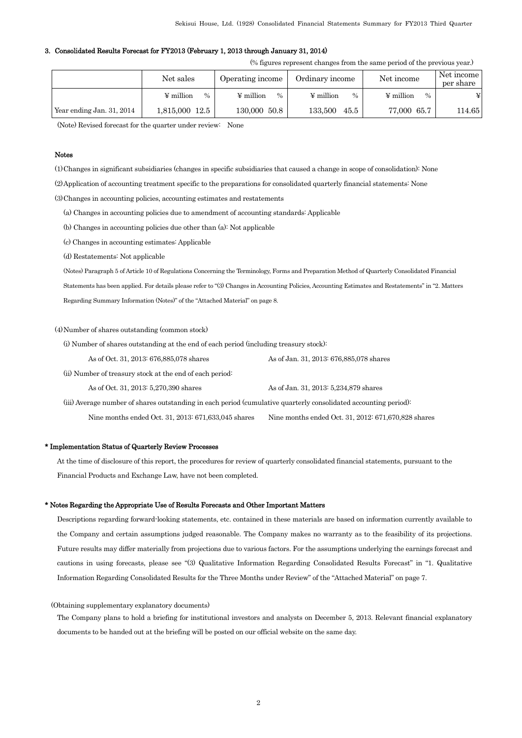## 3. Consolidated Results Forecast for FY2013 (February 1, 2013 through January 31, 2014)

(% figures represent changes from the same period of the previous year.)

| | Net sales | | Operating income | | Ordinary income | | Net income | | Net income per share |
|---|---|---|---|---|---|---|---|---|---|
| | ¥ million | % | ¥ million | % | ¥ million | % | ¥ million | % | ¥ |
| Year ending Jan. 31, 2014 | 1,815,000 | 12.5 | 130,000 | 50.8 | 133,500 | 45.5 | 77,000 | 65.7 | 114.65 |

(Note) Revised forecast for the quarter under review: None

### Notes

(1) Changes in significant subsidiaries (changes in specific subsidiaries that caused a change in scope of consolidation): None

(2) Application of accounting treatment specific to the preparations for consolidated quarterly financial statements: None

(3) Changes in accounting policies, accounting estimates and restatements

(a) Changes in accounting policies due to amendment of accounting standards: Applicable

(b) Changes in accounting policies due other than (a): Not applicable

(c) Changes in accounting estimates: Applicable

(d) Restatements: Not applicable

(Notes) Paragraph 5 of Article 10 of Regulations Concerning the Terminology, Forms and Preparation Method of Quarterly Consolidated Financial Statements has been applied. For details please refer to "(3) Changes in Accounting Policies, Accounting Estimates and Restatements" in "2. Matters Regarding Summary Information (Notes)" of the "Attached Material" on page 8.

(4) Number of shares outstanding (common stock)

(i) Number of shares outstanding at the end of each period (including treasury stock):

As of Oct. 31, 2013: 676,885,078 shares — As of Jan. 31, 2013: 676,885,078 shares

(ii) Number of treasury stock at the end of each period:

As of Oct. 31, 2013: 5,270,390 shares — As of Jan. 31, 2013: 5,234,879 shares

(iii) Average number of shares outstanding in each period (cumulative quarterly consolidated accounting period):

Nine months ended Oct. 31, 2013: 671,633,045 shares — Nine months ended Oct. 31, 2012: 671,670,828 shares

### * Implementation Status of Quarterly Review Processes

At the time of disclosure of this report, the procedures for review of quarterly consolidated financial statements, pursuant to the Financial Products and Exchange Law, have not been completed.

### * Notes Regarding the Appropriate Use of Results Forecasts and Other Important Matters

Descriptions regarding forward-looking statements, etc. contained in these materials are based on information currently available to the Company and certain assumptions judged reasonable. The Company makes no warranty as to the feasibility of its projections. Future results may differ materially from projections due to various factors. For the assumptions underlying the earnings forecast and cautions in using forecasts, please see "(3) Qualitative Information Regarding Consolidated Results Forecast" in "1. Qualitative Information Regarding Consolidated Results for the Three Months under Review" of the "Attached Material" on page 7.

(Obtaining supplementary explanatory documents)

The Company plans to hold a briefing for institutional investors and analysts on December 5, 2013. Relevant financial explanatory documents to be handed out at the briefing will be posted on our official website on the same day.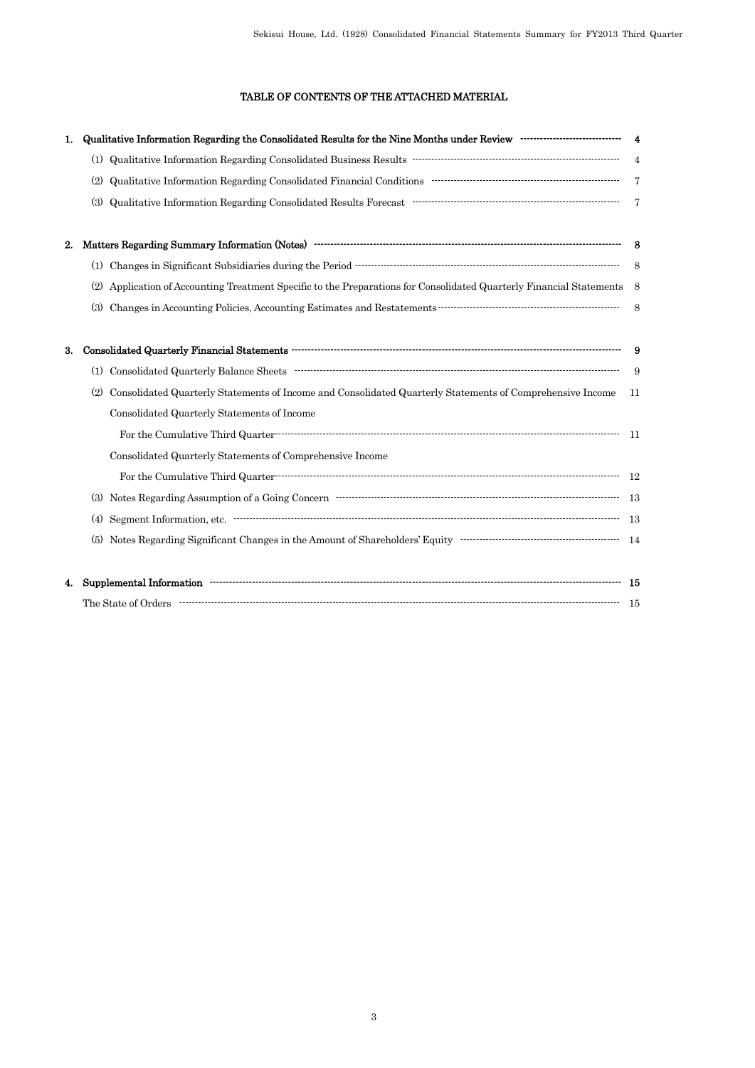# TABLE OF CONTENTS OF THE ATTACHED MATERIAL

| | | |
|---|---|---|
| **1.** | **Qualitative Information Regarding the Consolidated Results for the Nine Months under Review** | **4** |
| | (1) Qualitative Information Regarding Consolidated Business Results | 4 |
| | (2) Qualitative Information Regarding Consolidated Financial Conditions | 7 |
| | (3) Qualitative Information Regarding Consolidated Results Forecast | 7 |
| **2.** | **Matters Regarding Summary Information (Notes)** | **8** |
| | (1) Changes in Significant Subsidiaries during the Period | 8 |
| | (2) Application of Accounting Treatment Specific to the Preparations for Consolidated Quarterly Financial Statements | 8 |
| | (3) Changes in Accounting Policies, Accounting Estimates and Restatements | 8 |
| **3.** | **Consolidated Quarterly Financial Statements** | **9** |
| | (1) Consolidated Quarterly Balance Sheets | 9 |
| | (2) Consolidated Quarterly Statements of Income and Consolidated Quarterly Statements of Comprehensive Income | 11 |
| | Consolidated Quarterly Statements of Income | |
| | For the Cumulative Third Quarter | 11 |
| | Consolidated Quarterly Statements of Comprehensive Income | |
| | For the Cumulative Third Quarter | 12 |
| | (3) Notes Regarding Assumption of a Going Concern | 13 |
| | (4) Segment Information, etc. | 13 |
| | (5) Notes Regarding Significant Changes in the Amount of Shareholders' Equity | 14 |
| **4.** | **Supplemental Information** | **15** |
| | The State of Orders | 15 |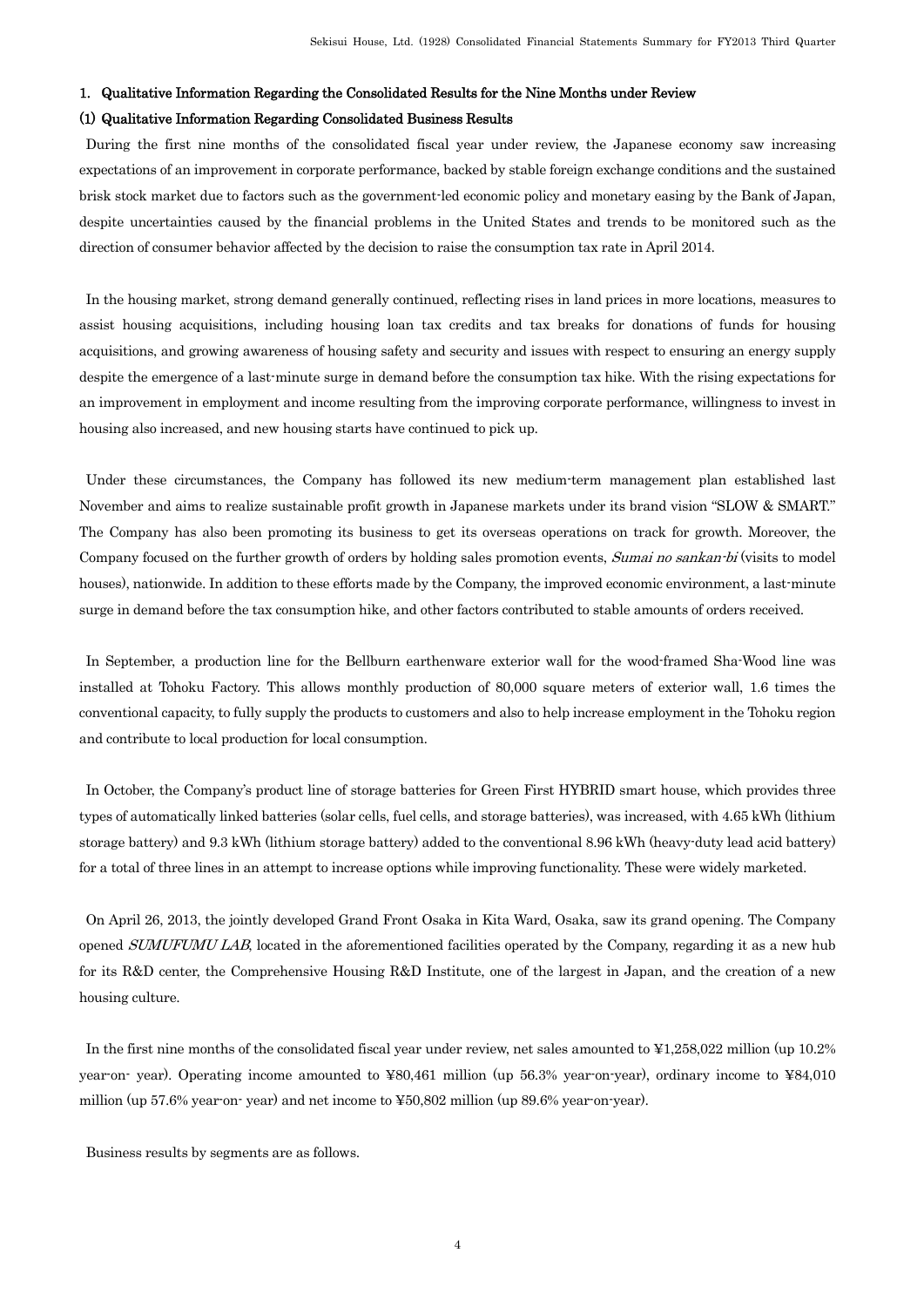## 1. Qualitative Information Regarding the Consolidated Results for the Nine Months under Review

### (1) Qualitative Information Regarding Consolidated Business Results

During the first nine months of the consolidated fiscal year under review, the Japanese economy saw increasing expectations of an improvement in corporate performance, backed by stable foreign exchange conditions and the sustained brisk stock market due to factors such as the government-led economic policy and monetary easing by the Bank of Japan, despite uncertainties caused by the financial problems in the United States and trends to be monitored such as the direction of consumer behavior affected by the decision to raise the consumption tax rate in April 2014.

In the housing market, strong demand generally continued, reflecting rises in land prices in more locations, measures to assist housing acquisitions, including housing loan tax credits and tax breaks for donations of funds for housing acquisitions, and growing awareness of housing safety and security and issues with respect to ensuring an energy supply despite the emergence of a last-minute surge in demand before the consumption tax hike. With the rising expectations for an improvement in employment and income resulting from the improving corporate performance, willingness to invest in housing also increased, and new housing starts have continued to pick up.

Under these circumstances, the Company has followed its new medium-term management plan established last November and aims to realize sustainable profit growth in Japanese markets under its brand vision "SLOW & SMART." The Company has also been promoting its business to get its overseas operations on track for growth. Moreover, the Company focused on the further growth of orders by holding sales promotion events, *Sumai no sankan-bi* (visits to model houses), nationwide. In addition to these efforts made by the Company, the improved economic environment, a last-minute surge in demand before the tax consumption hike, and other factors contributed to stable amounts of orders received.

In September, a production line for the Bellburn earthenware exterior wall for the wood-framed Sha-Wood line was installed at Tohoku Factory. This allows monthly production of 80,000 square meters of exterior wall, 1.6 times the conventional capacity, to fully supply the products to customers and also to help increase employment in the Tohoku region and contribute to local production for local consumption.

In October, the Company's product line of storage batteries for Green First HYBRID smart house, which provides three types of automatically linked batteries (solar cells, fuel cells, and storage batteries), was increased, with 4.65 kWh (lithium storage battery) and 9.3 kWh (lithium storage battery) added to the conventional 8.96 kWh (heavy-duty lead acid battery) for a total of three lines in an attempt to increase options while improving functionality. These were widely marketed.

On April 26, 2013, the jointly developed Grand Front Osaka in Kita Ward, Osaka, saw its grand opening. The Company opened *SUMUFUMU LAB*, located in the aforementioned facilities operated by the Company, regarding it as a new hub for its R&D center, the Comprehensive Housing R&D Institute, one of the largest in Japan, and the creation of a new housing culture.

In the first nine months of the consolidated fiscal year under review, net sales amounted to ¥1,258,022 million (up 10.2% year-on- year). Operating income amounted to ¥80,461 million (up 56.3% year-on-year), ordinary income to ¥84,010 million (up 57.6% year-on- year) and net income to ¥50,802 million (up 89.6% year-on-year).

Business results by segments are as follows.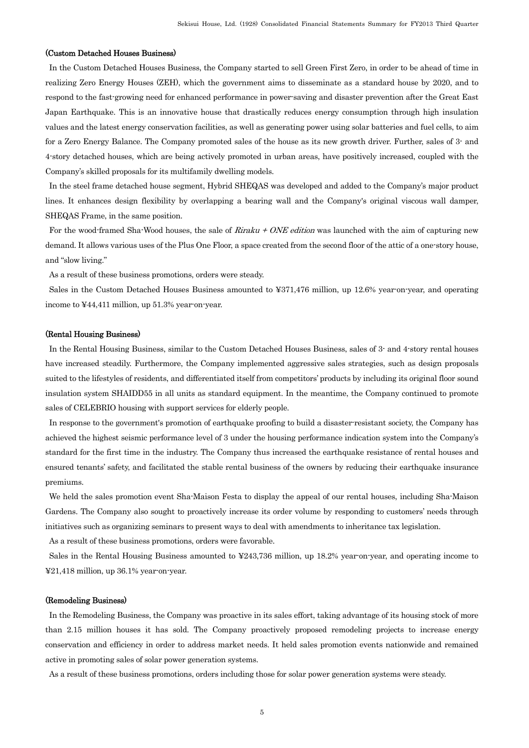### (Custom Detached Houses Business)

In the Custom Detached Houses Business, the Company started to sell Green First Zero, in order to be ahead of time in realizing Zero Energy Houses (ZEH), which the government aims to disseminate as a standard house by 2020, and to respond to the fast-growing need for enhanced performance in power-saving and disaster prevention after the Great East Japan Earthquake. This is an innovative house that drastically reduces energy consumption through high insulation values and the latest energy conservation facilities, as well as generating power using solar batteries and fuel cells, to aim for a Zero Energy Balance. The Company promoted sales of the house as its new growth driver. Further, sales of 3- and 4-story detached houses, which are being actively promoted in urban areas, have positively increased, coupled with the Company's skilled proposals for its multifamily dwelling models.

In the steel frame detached house segment, Hybrid SHEQAS was developed and added to the Company's major product lines. It enhances design flexibility by overlapping a bearing wall and the Company's original viscous wall damper, SHEQAS Frame, in the same position.

For the wood-framed Sha-Wood houses, the sale of *Riraku + ONE edition* was launched with the aim of capturing new demand. It allows various uses of the Plus One Floor, a space created from the second floor of the attic of a one-story house, and "slow living."

As a result of these business promotions, orders were steady.

Sales in the Custom Detached Houses Business amounted to ¥371,476 million, up 12.6% year-on-year, and operating income to ¥44,411 million, up 51.3% year-on-year.

### (Rental Housing Business)

In the Rental Housing Business, similar to the Custom Detached Houses Business, sales of 3- and 4-story rental houses have increased steadily. Furthermore, the Company implemented aggressive sales strategies, such as design proposals suited to the lifestyles of residents, and differentiated itself from competitors' products by including its original floor sound insulation system SHAIDD55 in all units as standard equipment. In the meantime, the Company continued to promote sales of CELEBRIO housing with support services for elderly people.

In response to the government's promotion of earthquake proofing to build a disaster-resistant society, the Company has achieved the highest seismic performance level of 3 under the housing performance indication system into the Company's standard for the first time in the industry. The Company thus increased the earthquake resistance of rental houses and ensured tenants' safety, and facilitated the stable rental business of the owners by reducing their earthquake insurance premiums.

We held the sales promotion event Sha-Maison Festa to display the appeal of our rental houses, including Sha-Maison Gardens. The Company also sought to proactively increase its order volume by responding to customers' needs through initiatives such as organizing seminars to present ways to deal with amendments to inheritance tax legislation.

As a result of these business promotions, orders were favorable.

Sales in the Rental Housing Business amounted to ¥243,736 million, up 18.2% year-on-year, and operating income to ¥21,418 million, up 36.1% year-on-year.

### (Remodeling Business)

In the Remodeling Business, the Company was proactive in its sales effort, taking advantage of its housing stock of more than 2.15 million houses it has sold. The Company proactively proposed remodeling projects to increase energy conservation and efficiency in order to address market needs. It held sales promotion events nationwide and remained active in promoting sales of solar power generation systems.

As a result of these business promotions, orders including those for solar power generation systems were steady.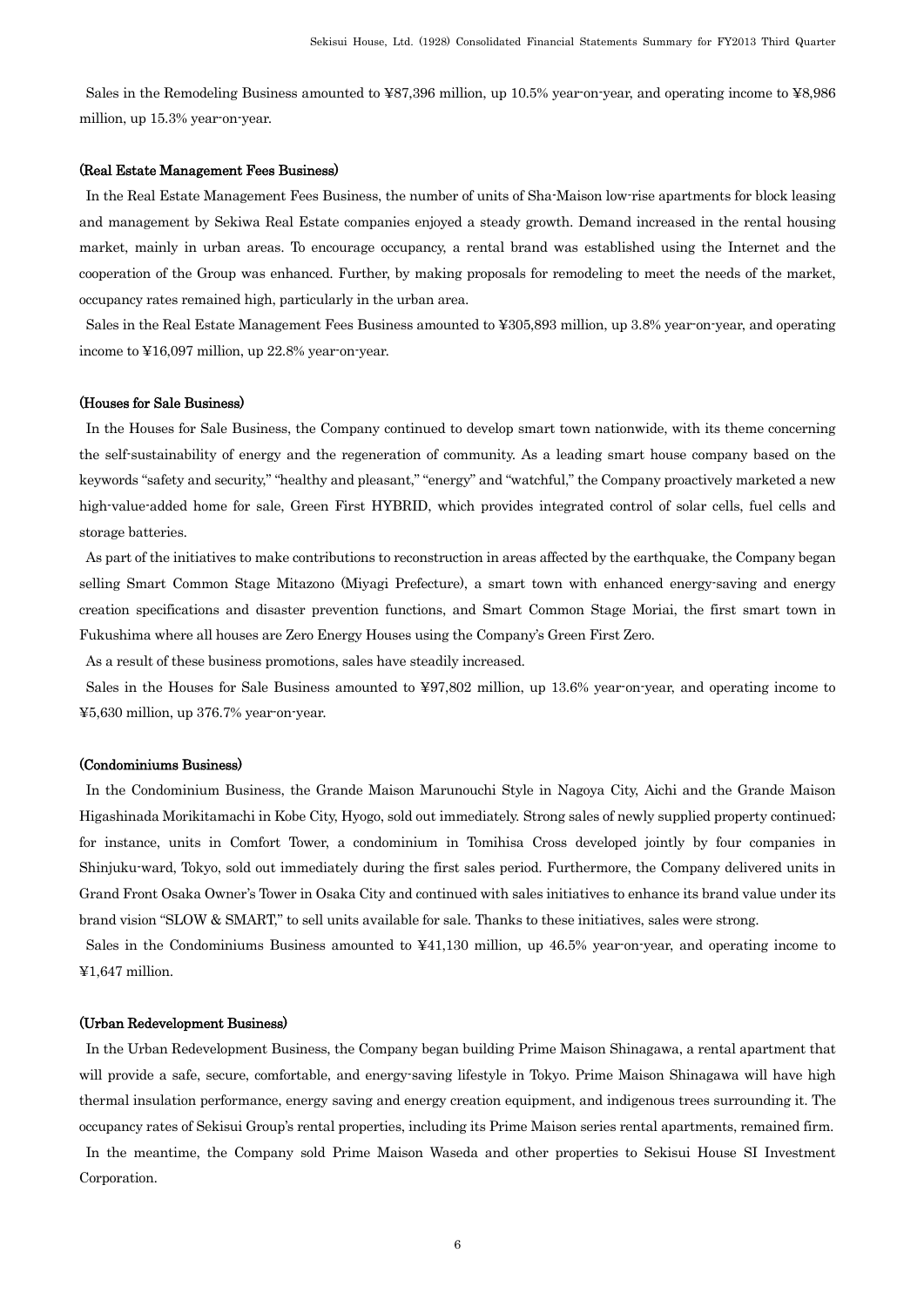Sales in the Remodeling Business amounted to ¥87,396 million, up 10.5% year-on-year, and operating income to ¥8,986 million, up 15.3% year-on-year.

### (Real Estate Management Fees Business)

In the Real Estate Management Fees Business, the number of units of Sha-Maison low-rise apartments for block leasing and management by Sekiwa Real Estate companies enjoyed a steady growth. Demand increased in the rental housing market, mainly in urban areas. To encourage occupancy, a rental brand was established using the Internet and the cooperation of the Group was enhanced. Further, by making proposals for remodeling to meet the needs of the market, occupancy rates remained high, particularly in the urban area.

Sales in the Real Estate Management Fees Business amounted to ¥305,893 million, up 3.8% year-on-year, and operating income to ¥16,097 million, up 22.8% year-on-year.

### (Houses for Sale Business)

In the Houses for Sale Business, the Company continued to develop smart town nationwide, with its theme concerning the self-sustainability of energy and the regeneration of community. As a leading smart house company based on the keywords "safety and security," "healthy and pleasant," "energy" and "watchful," the Company proactively marketed a new high-value-added home for sale, Green First HYBRID, which provides integrated control of solar cells, fuel cells and storage batteries.

As part of the initiatives to make contributions to reconstruction in areas affected by the earthquake, the Company began selling Smart Common Stage Mitazono (Miyagi Prefecture), a smart town with enhanced energy-saving and energy creation specifications and disaster prevention functions, and Smart Common Stage Moriai, the first smart town in Fukushima where all houses are Zero Energy Houses using the Company's Green First Zero.

As a result of these business promotions, sales have steadily increased.

Sales in the Houses for Sale Business amounted to ¥97,802 million, up 13.6% year-on-year, and operating income to ¥5,630 million, up 376.7% year-on-year.

### (Condominiums Business)

In the Condominium Business, the Grande Maison Marunouchi Style in Nagoya City, Aichi and the Grande Maison Higashinada Morikitamachi in Kobe City, Hyogo, sold out immediately. Strong sales of newly supplied property continued; for instance, units in Comfort Tower, a condominium in Tomihisa Cross developed jointly by four companies in Shinjuku-ward, Tokyo, sold out immediately during the first sales period. Furthermore, the Company delivered units in Grand Front Osaka Owner's Tower in Osaka City and continued with sales initiatives to enhance its brand value under its brand vision "SLOW & SMART," to sell units available for sale. Thanks to these initiatives, sales were strong.

Sales in the Condominiums Business amounted to ¥41,130 million, up 46.5% year-on-year, and operating income to ¥1,647 million.

### (Urban Redevelopment Business)

In the Urban Redevelopment Business, the Company began building Prime Maison Shinagawa, a rental apartment that will provide a safe, secure, comfortable, and energy-saving lifestyle in Tokyo. Prime Maison Shinagawa will have high thermal insulation performance, energy saving and energy creation equipment, and indigenous trees surrounding it. The occupancy rates of Sekisui Group's rental properties, including its Prime Maison series rental apartments, remained firm.

In the meantime, the Company sold Prime Maison Waseda and other properties to Sekisui House SI Investment Corporation.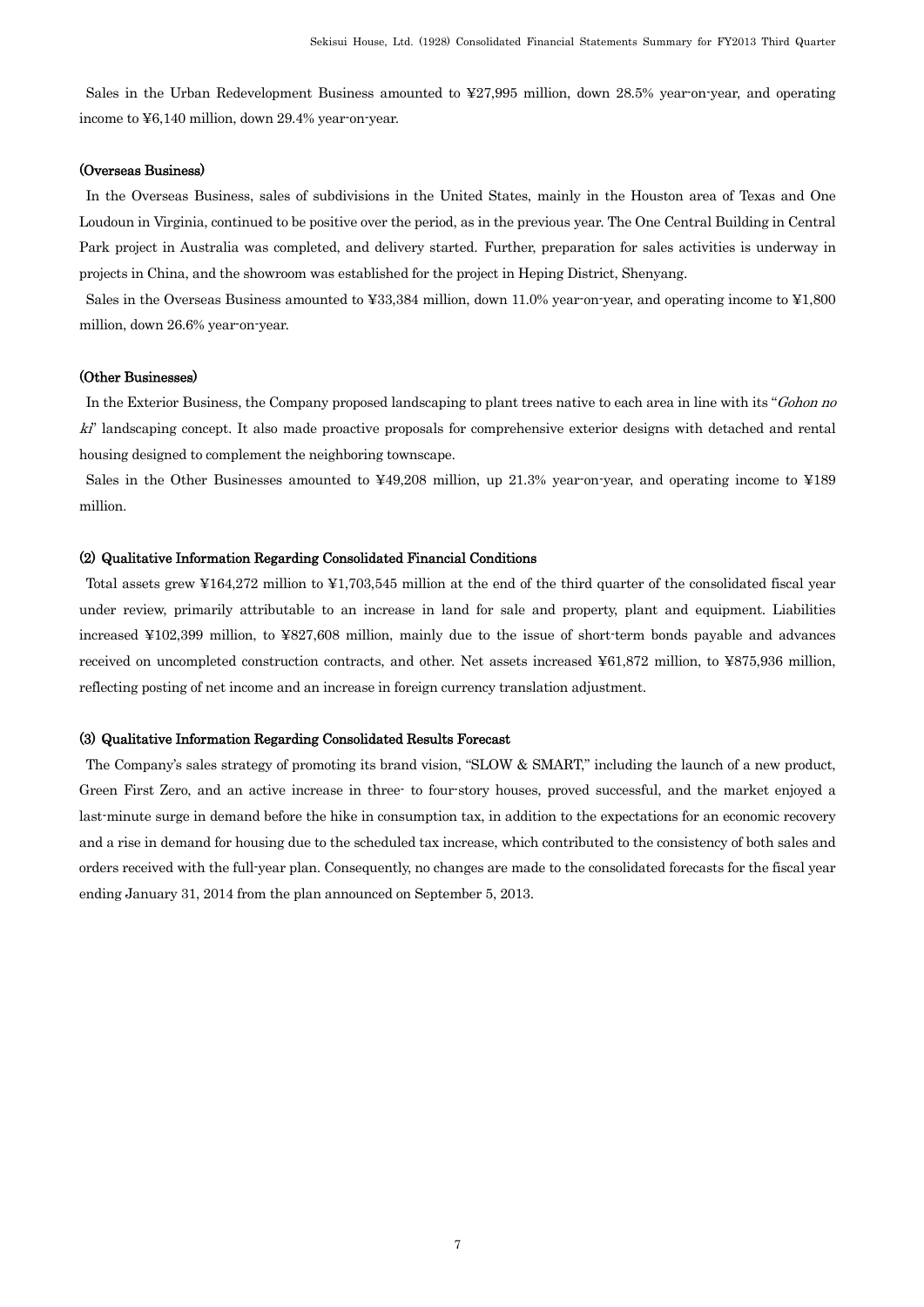Sales in the Urban Redevelopment Business amounted to ¥27,995 million, down 28.5% year-on-year, and operating income to ¥6,140 million, down 29.4% year-on-year.

#### (Overseas Business)

In the Overseas Business, sales of subdivisions in the United States, mainly in the Houston area of Texas and One Loudoun in Virginia, continued to be positive over the period, as in the previous year. The One Central Building in Central Park project in Australia was completed, and delivery started. Further, preparation for sales activities is underway in projects in China, and the showroom was established for the project in Heping District, Shenyang.

Sales in the Overseas Business amounted to ¥33,384 million, down 11.0% year-on-year, and operating income to ¥1,800 million, down 26.6% year-on-year.

#### (Other Businesses)

In the Exterior Business, the Company proposed landscaping to plant trees native to each area in line with its "*Gohon no ki*" landscaping concept. It also made proactive proposals for comprehensive exterior designs with detached and rental housing designed to complement the neighboring townscape.

Sales in the Other Businesses amounted to ¥49,208 million, up 21.3% year-on-year, and operating income to ¥189 million.

### (2) Qualitative Information Regarding Consolidated Financial Conditions

Total assets grew ¥164,272 million to ¥1,703,545 million at the end of the third quarter of the consolidated fiscal year under review, primarily attributable to an increase in land for sale and property, plant and equipment. Liabilities increased ¥102,399 million, to ¥827,608 million, mainly due to the issue of short-term bonds payable and advances received on uncompleted construction contracts, and other. Net assets increased ¥61,872 million, to ¥875,936 million, reflecting posting of net income and an increase in foreign currency translation adjustment.

### (3) Qualitative Information Regarding Consolidated Results Forecast

The Company's sales strategy of promoting its brand vision, "SLOW & SMART," including the launch of a new product, Green First Zero, and an active increase in three- to four-story houses, proved successful, and the market enjoyed a last-minute surge in demand before the hike in consumption tax, in addition to the expectations for an economic recovery and a rise in demand for housing due to the scheduled tax increase, which contributed to the consistency of both sales and orders received with the full-year plan. Consequently, no changes are made to the consolidated forecasts for the fiscal year ending January 31, 2014 from the plan announced on September 5, 2013.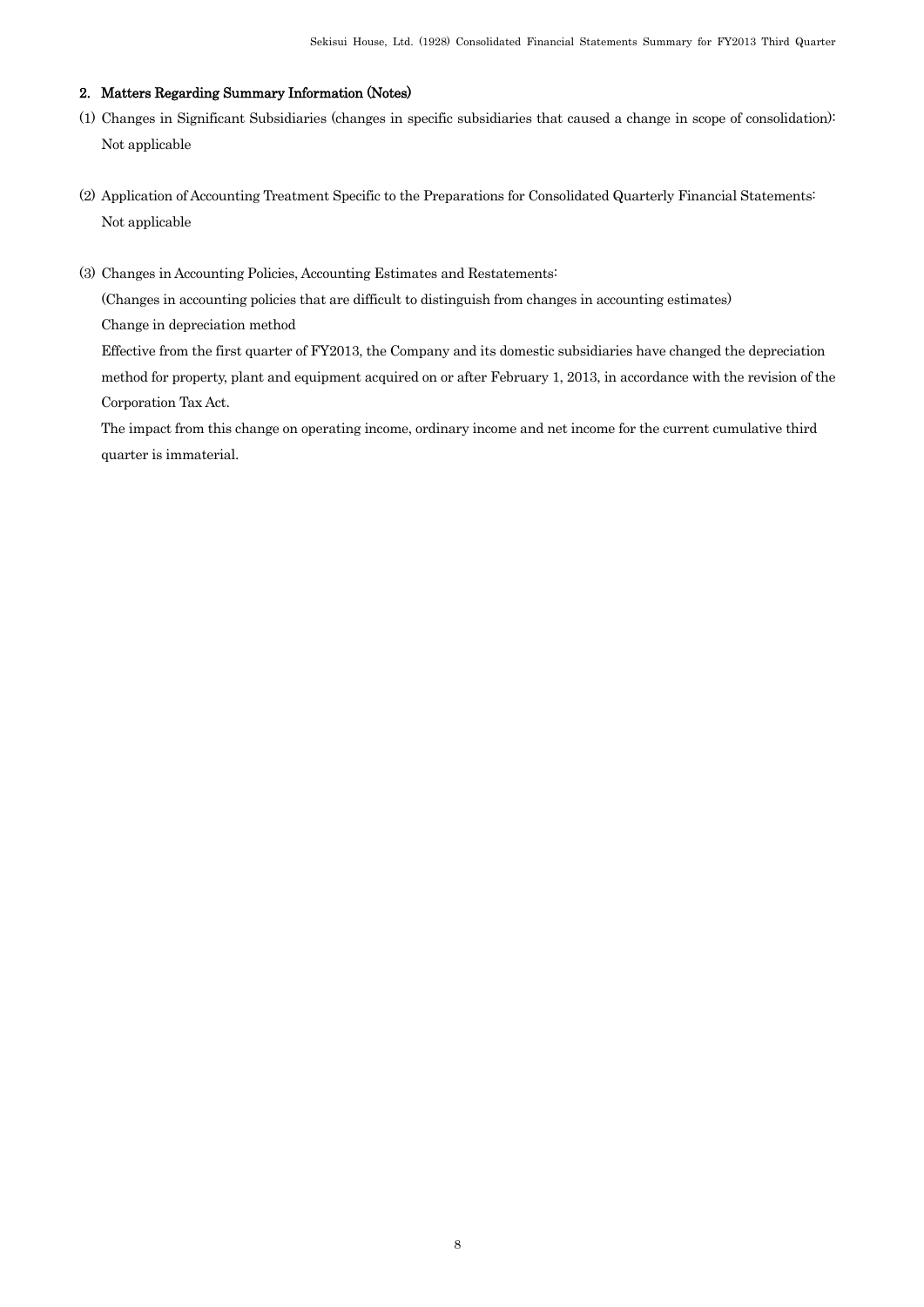## 2. Matters Regarding Summary Information (Notes)

(1) Changes in Significant Subsidiaries (changes in specific subsidiaries that caused a change in scope of consolidation):
Not applicable

(2) Application of Accounting Treatment Specific to the Preparations for Consolidated Quarterly Financial Statements:
Not applicable

(3) Changes in Accounting Policies, Accounting Estimates and Restatements:

(Changes in accounting policies that are difficult to distinguish from changes in accounting estimates)

Change in depreciation method

Effective from the first quarter of FY2013, the Company and its domestic subsidiaries have changed the depreciation method for property, plant and equipment acquired on or after February 1, 2013, in accordance with the revision of the Corporation Tax Act.

The impact from this change on operating income, ordinary income and net income for the current cumulative third quarter is immaterial.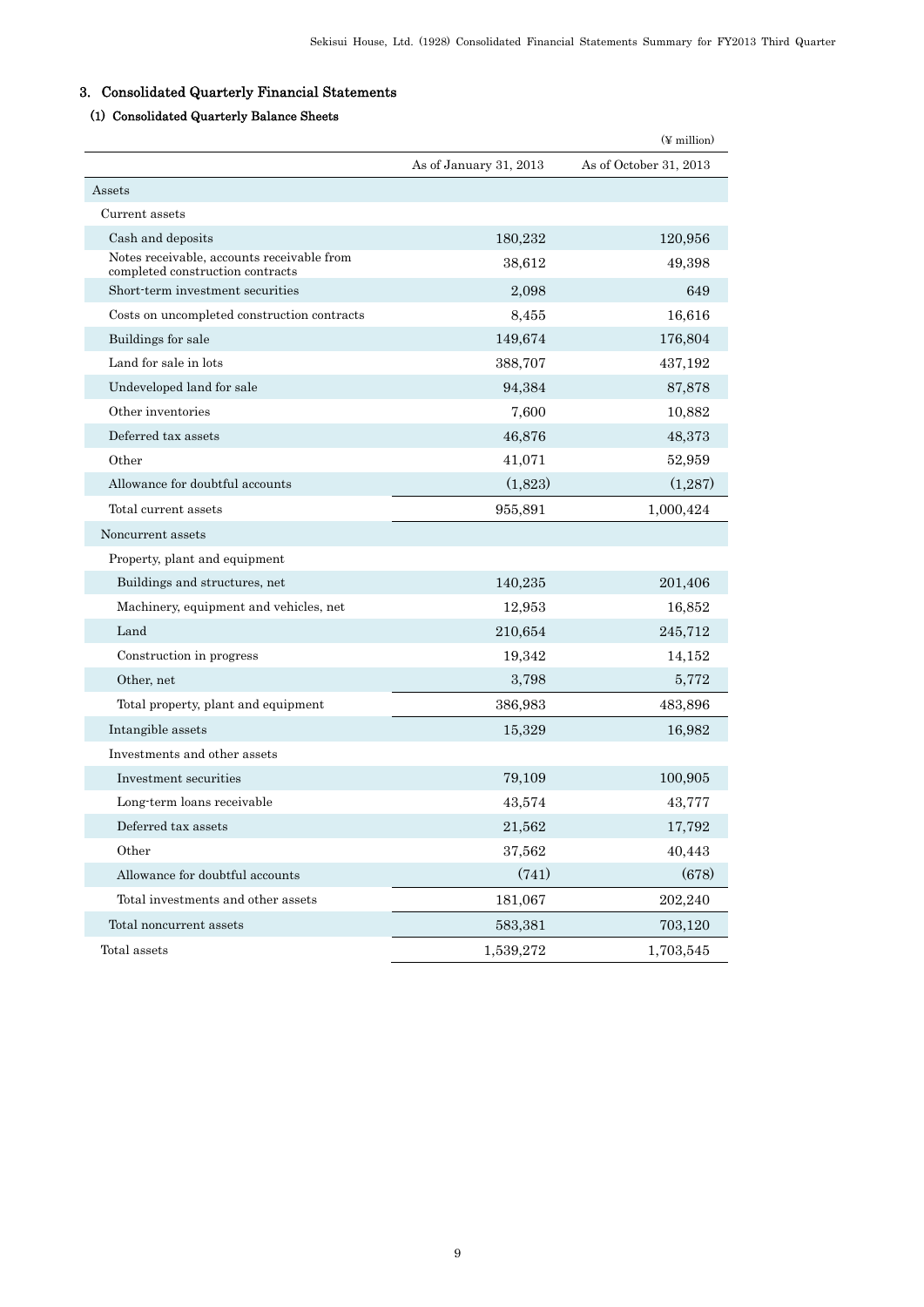## 3. Consolidated Quarterly Financial Statements

### (1) Consolidated Quarterly Balance Sheets

(¥ million)

| | As of January 31, 2013 | As of October 31, 2013 |
|---|---|---|
| Assets | | |
| Current assets | | |
| Cash and deposits | 180,232 | 120,956 |
| Notes receivable, accounts receivable from completed construction contracts | 38,612 | 49,398 |
| Short-term investment securities | 2,098 | 649 |
| Costs on uncompleted construction contracts | 8,455 | 16,616 |
| Buildings for sale | 149,674 | 176,804 |
| Land for sale in lots | 388,707 | 437,192 |
| Undeveloped land for sale | 94,384 | 87,878 |
| Other inventories | 7,600 | 10,882 |
| Deferred tax assets | 46,876 | 48,373 |
| Other | 41,071 | 52,959 |
| Allowance for doubtful accounts | (1,823) | (1,287) |
| Total current assets | 955,891 | 1,000,424 |
| Noncurrent assets | | |
| Property, plant and equipment | | |
| Buildings and structures, net | 140,235 | 201,406 |
| Machinery, equipment and vehicles, net | 12,953 | 16,852 |
| Land | 210,654 | 245,712 |
| Construction in progress | 19,342 | 14,152 |
| Other, net | 3,798 | 5,772 |
| Total property, plant and equipment | 386,983 | 483,896 |
| Intangible assets | 15,329 | 16,982 |
| Investments and other assets | | |
| Investment securities | 79,109 | 100,905 |
| Long-term loans receivable | 43,574 | 43,777 |
| Deferred tax assets | 21,562 | 17,792 |
| Other | 37,562 | 40,443 |
| Allowance for doubtful accounts | (741) | (678) |
| Total investments and other assets | 181,067 | 202,240 |
| Total noncurrent assets | 583,381 | 703,120 |
| Total assets | 1,539,272 | 1,703,545 |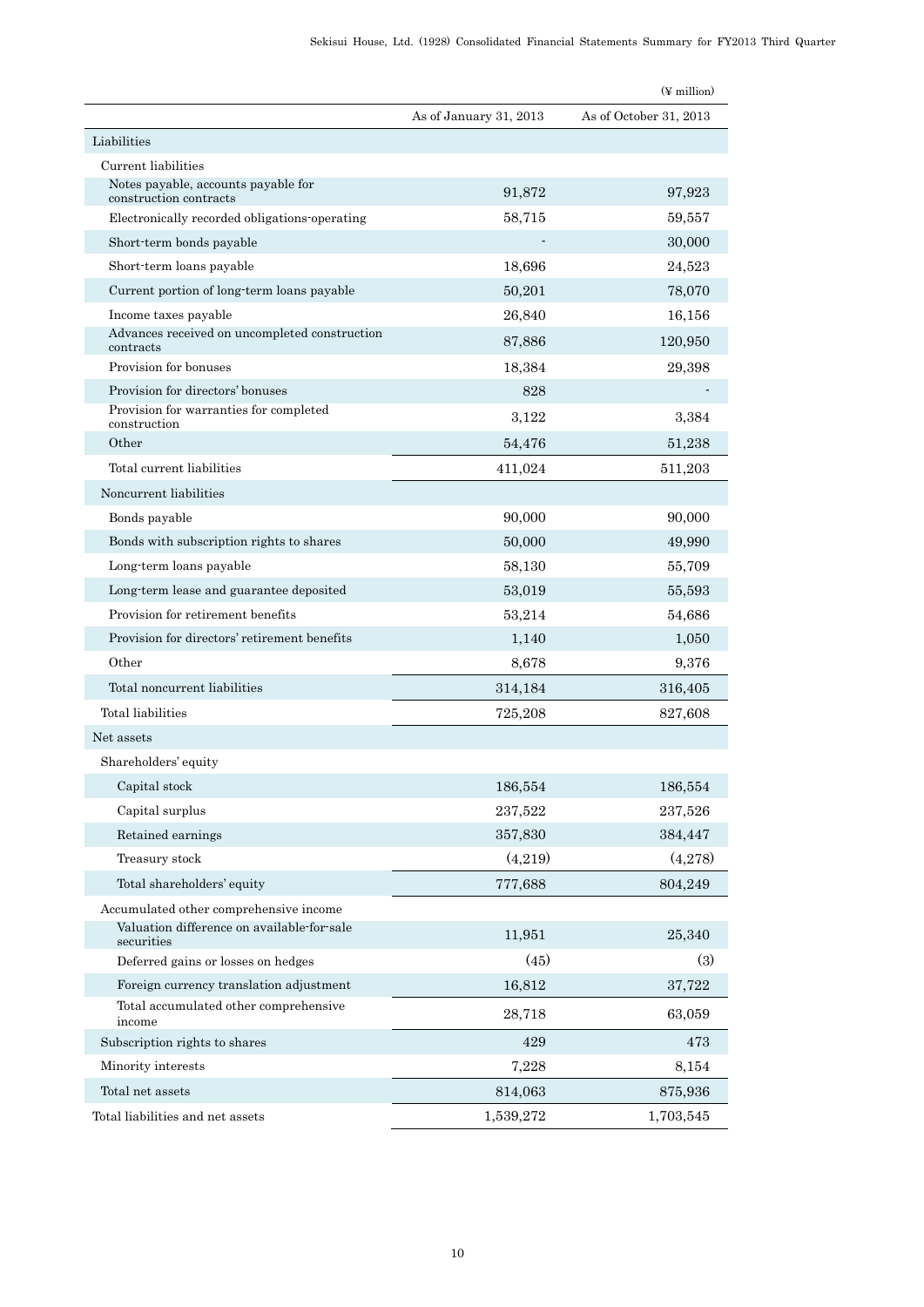(¥ million)

| | As of January 31, 2013 | As of October 31, 2013 |
|---|---|---|
| Liabilities | | |
| Current liabilities | | |
| Notes payable, accounts payable for construction contracts | 91,872 | 97,923 |
| Electronically recorded obligations-operating | 58,715 | 59,557 |
| Short-term bonds payable | - | 30,000 |
| Short-term loans payable | 18,696 | 24,523 |
| Current portion of long-term loans payable | 50,201 | 78,070 |
| Income taxes payable | 26,840 | 16,156 |
| Advances received on uncompleted construction contracts | 87,886 | 120,950 |
| Provision for bonuses | 18,384 | 29,398 |
| Provision for directors' bonuses | 828 | - |
| Provision for warranties for completed construction | 3,122 | 3,384 |
| Other | 54,476 | 51,238 |
| Total current liabilities | 411,024 | 511,203 |
| Noncurrent liabilities | | |
| Bonds payable | 90,000 | 90,000 |
| Bonds with subscription rights to shares | 50,000 | 49,990 |
| Long-term loans payable | 58,130 | 55,709 |
| Long-term lease and guarantee deposited | 53,019 | 55,593 |
| Provision for retirement benefits | 53,214 | 54,686 |
| Provision for directors' retirement benefits | 1,140 | 1,050 |
| Other | 8,678 | 9,376 |
| Total noncurrent liabilities | 314,184 | 316,405 |
| Total liabilities | 725,208 | 827,608 |
| Net assets | | |
| Shareholders' equity | | |
| Capital stock | 186,554 | 186,554 |
| Capital surplus | 237,522 | 237,526 |
| Retained earnings | 357,830 | 384,447 |
| Treasury stock | (4,219) | (4,278) |
| Total shareholders' equity | 777,688 | 804,249 |
| Accumulated other comprehensive income | | |
| Valuation difference on available-for-sale securities | 11,951 | 25,340 |
| Deferred gains or losses on hedges | (45) | (3) |
| Foreign currency translation adjustment | 16,812 | 37,722 |
| Total accumulated other comprehensive income | 28,718 | 63,059 |
| Subscription rights to shares | 429 | 473 |
| Minority interests | 7,228 | 8,154 |
| Total net assets | 814,063 | 875,936 |
| Total liabilities and net assets | 1,539,272 | 1,703,545 |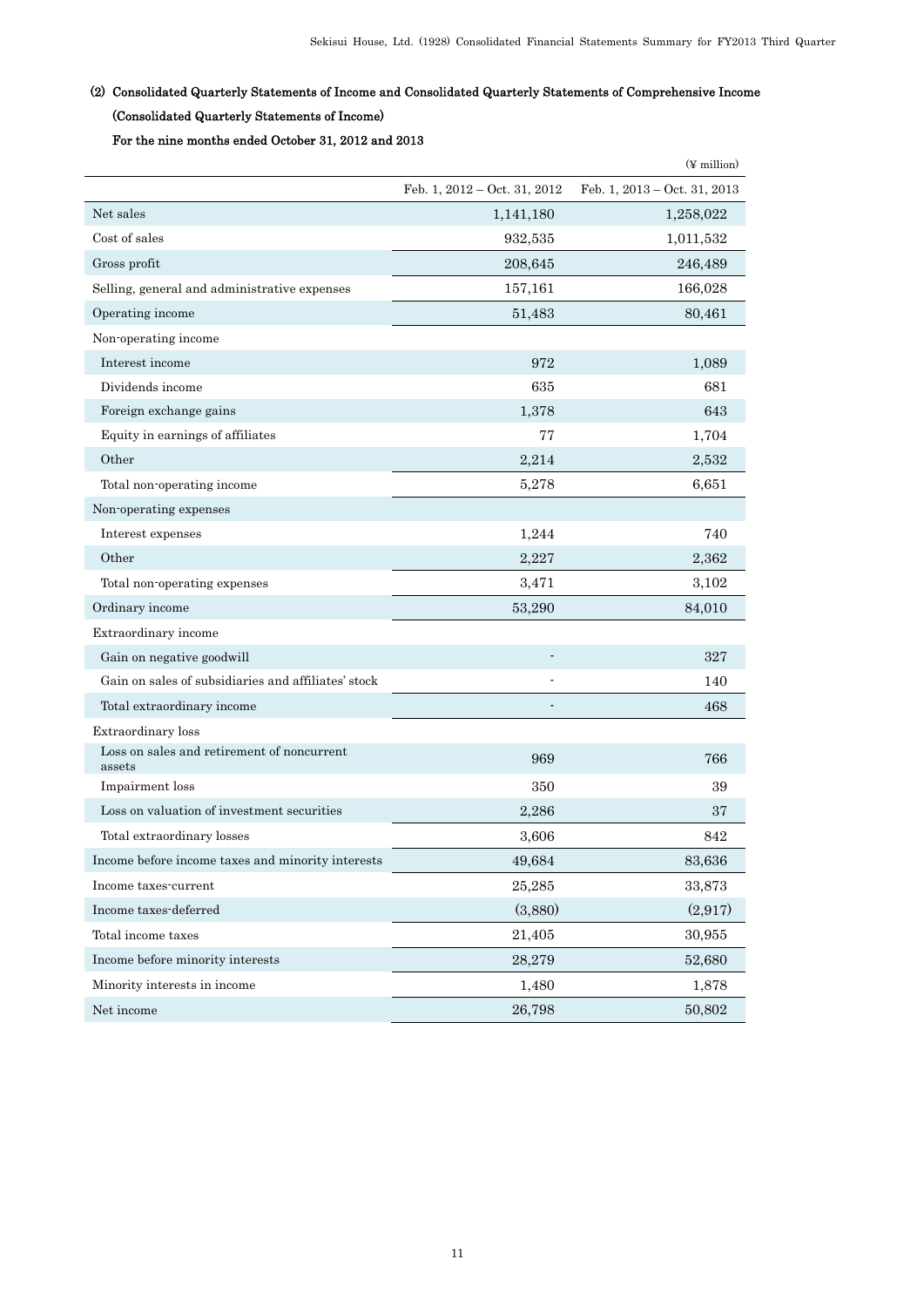### (2) Consolidated Quarterly Statements of Income and Consolidated Quarterly Statements of Comprehensive Income

**(Consolidated Quarterly Statements of Income)**

**For the nine months ended October 31, 2012 and 2013**

(¥ million)

| | Feb. 1, 2012 – Oct. 31, 2012 | Feb. 1, 2013 – Oct. 31, 2013 |
|---|---|---|
| Net sales | 1,141,180 | 1,258,022 |
| Cost of sales | 932,535 | 1,011,532 |
| Gross profit | 208,645 | 246,489 |
| Selling, general and administrative expenses | 157,161 | 166,028 |
| Operating income | 51,483 | 80,461 |
| Non-operating income | | |
| Interest income | 972 | 1,089 |
| Dividends income | 635 | 681 |
| Foreign exchange gains | 1,378 | 643 |
| Equity in earnings of affiliates | 77 | 1,704 |
| Other | 2,214 | 2,532 |
| Total non-operating income | 5,278 | 6,651 |
| Non-operating expenses | | |
| Interest expenses | 1,244 | 740 |
| Other | 2,227 | 2,362 |
| Total non-operating expenses | 3,471 | 3,102 |
| Ordinary income | 53,290 | 84,010 |
| Extraordinary income | | |
| Gain on negative goodwill | - | 327 |
| Gain on sales of subsidiaries and affiliates' stock | - | 140 |
| Total extraordinary income | - | 468 |
| Extraordinary loss | | |
| Loss on sales and retirement of noncurrent assets | 969 | 766 |
| Impairment loss | 350 | 39 |
| Loss on valuation of investment securities | 2,286 | 37 |
| Total extraordinary losses | 3,606 | 842 |
| Income before income taxes and minority interests | 49,684 | 83,636 |
| Income taxes-current | 25,285 | 33,873 |
| Income taxes-deferred | (3,880) | (2,917) |
| Total income taxes | 21,405 | 30,955 |
| Income before minority interests | 28,279 | 52,680 |
| Minority interests in income | 1,480 | 1,878 |
| Net income | 26,798 | 50,802 |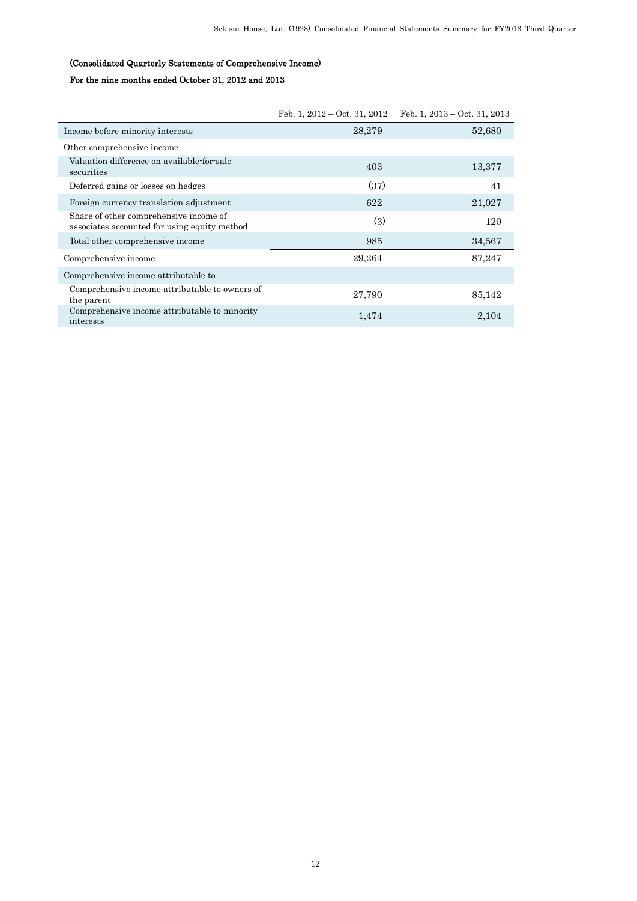(Consolidated Quarterly Statements of Comprehensive Income)

For the nine months ended October 31, 2012 and 2013

| | Feb. 1, 2012 – Oct. 31, 2012 | Feb. 1, 2013 – Oct. 31, 2013 |
|---|---|---|
| Income before minority interests | 28,279 | 52,680 |
| Other comprehensive income | | |
| Valuation difference on available-for-sale securities | 403 | 13,377 |
| Deferred gains or losses on hedges | (37) | 41 |
| Foreign currency translation adjustment | 622 | 21,027 |
| Share of other comprehensive income of associates accounted for using equity method | (3) | 120 |
| Total other comprehensive income | 985 | 34,567 |
| Comprehensive income | 29,264 | 87,247 |
| Comprehensive income attributable to | | |
| Comprehensive income attributable to owners of the parent | 27,790 | 85,142 |
| Comprehensive income attributable to minority interests | 1,474 | 2,104 |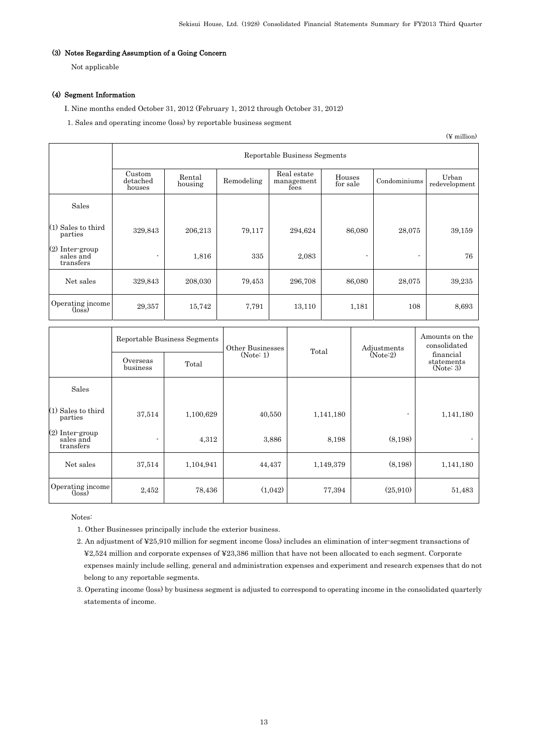### (3) Notes Regarding Assumption of a Going Concern

Not applicable

### (4) Segment Information

I. Nine months ended October 31, 2012 (February 1, 2012 through October 31, 2012)

1. Sales and operating income (loss) by reportable business segment

(¥ million)

| | Reportable Business Segments | | | | | | |
|---|---|---|---|---|---|---|---|
| | Custom detached houses | Rental housing | Remodeling | Real estate management fees | Houses for sale | Condominiums | Urban redevelopment |
| Sales | | | | | | | |
| (1) Sales to third parties | 329,843 | 206,213 | 79,117 | 294,624 | 86,080 | 28,075 | 39,159 |
| (2) Inter-group sales and transfers | - | 1,816 | 335 | 2,083 | - | - | 76 |
| Net sales | 329,843 | 208,030 | 79,453 | 296,708 | 86,080 | 28,075 | 39,235 |
| Operating income (loss) | 29,357 | 15,742 | 7,791 | 13,110 | 1,181 | 108 | 8,693 |

| | Reportable Business Segments | | Other Businesses (Note: 1) | Total | Adjustments (Note:2) | Amounts on the consolidated financial statements (Note: 3) |
|---|---|---|---|---|---|---|
| | Overseas business | Total | | | | |
| Sales | | | | | | |
| (1) Sales to third parties | 37,514 | 1,100,629 | 40,550 | 1,141,180 | - | 1,141,180 |
| (2) Inter-group sales and transfers | - | 4,312 | 3,886 | 8,198 | (8,198) | - |
| Net sales | 37,514 | 1,104,941 | 44,437 | 1,149,379 | (8,198) | 1,141,180 |
| Operating income (loss) | 2,452 | 78,436 | (1,042) | 77,394 | (25,910) | 51,483 |

Notes:

1. Other Businesses principally include the exterior business.
2. An adjustment of ¥25,910 million for segment income (loss) includes an elimination of inter-segment transactions of ¥2,524 million and corporate expenses of ¥23,386 million that have not been allocated to each segment. Corporate expenses mainly include selling, general and administration expenses and experiment and research expenses that do not belong to any reportable segments.
3. Operating income (loss) by business segment is adjusted to correspond to operating income in the consolidated quarterly statements of income.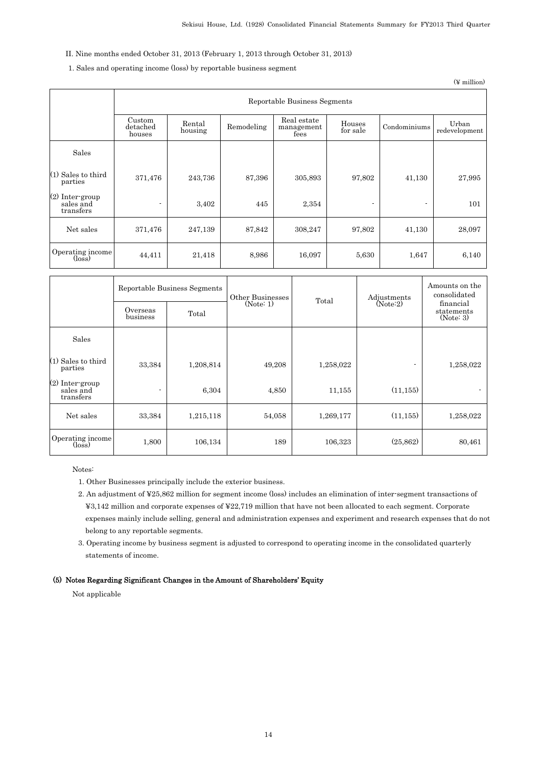II. Nine months ended October 31, 2013 (February 1, 2013 through October 31, 2013)

1. Sales and operating income (loss) by reportable business segment

(¥ million)

| | Reportable Business Segments | | | | | | |
|---|---|---|---|---|---|---|---|
| | Custom detached houses | Rental housing | Remodeling | Real estate management fees | Houses for sale | Condominiums | Urban redevelopment |
| Sales | | | | | | | |
| (1) Sales to third parties | 371,476 | 243,736 | 87,396 | 305,893 | 97,802 | 41,130 | 27,995 |
| (2) Inter-group sales and transfers | - | 3,402 | 445 | 2,354 | - | - | 101 |
| Net sales | 371,476 | 247,139 | 87,842 | 308,247 | 97,802 | 41,130 | 28,097 |
| Operating income (loss) | 44,411 | 21,418 | 8,986 | 16,097 | 5,630 | 1,647 | 6,140 |

| | Reportable Business Segments | | Other Businesses (Note: 1) | Total | Adjustments (Note:2) | Amounts on the consolidated financial statements (Note: 3) |
|---|---|---|---|---|---|---|
| | Overseas business | Total | | | | |
| Sales | | | | | | |
| (1) Sales to third parties | 33,384 | 1,208,814 | 49,208 | 1,258,022 | - | 1,258,022 |
| (2) Inter-group sales and transfers | - | 6,304 | 4,850 | 11,155 | (11,155) | - |
| Net sales | 33,384 | 1,215,118 | 54,058 | 1,269,177 | (11,155) | 1,258,022 |
| Operating income (loss) | 1,800 | 106,134 | 189 | 106,323 | (25,862) | 80,461 |

Notes:

1. Other Businesses principally include the exterior business.
2. An adjustment of ¥25,862 million for segment income (loss) includes an elimination of inter-segment transactions of ¥3,142 million and corporate expenses of ¥22,719 million that have not been allocated to each segment. Corporate expenses mainly include selling, general and administration expenses and experiment and research expenses that do not belong to any reportable segments.
3. Operating income by business segment is adjusted to correspond to operating income in the consolidated quarterly statements of income.

### (5) Notes Regarding Significant Changes in the Amount of Shareholders' Equity

Not applicable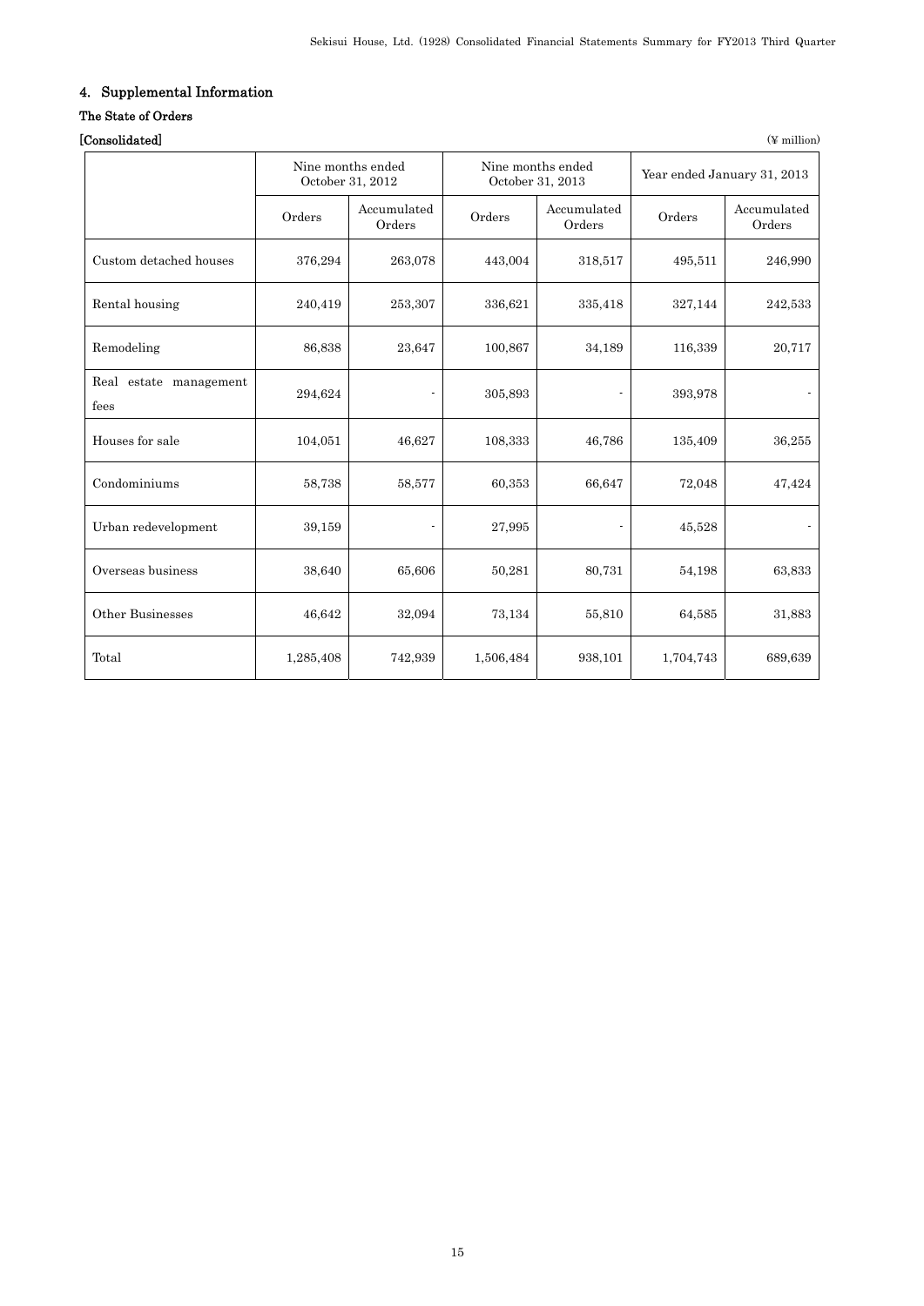## 4. Supplemental Information

### The State of Orders

**[Consolidated]**

(¥ million)

| | Nine months ended October 31, 2012 | | Nine months ended October 31, 2013 | | Year ended January 31, 2013 | |
|---|---|---|---|---|---|---|
| | Orders | Accumulated Orders | Orders | Accumulated Orders | Orders | Accumulated Orders |
| Custom detached houses | 376,294 | 263,078 | 443,004 | 318,517 | 495,511 | 246,990 |
| Rental housing | 240,419 | 253,307 | 336,621 | 335,418 | 327,144 | 242,533 |
| Remodeling | 86,838 | 23,647 | 100,867 | 34,189 | 116,339 | 20,717 |
| Real estate management fees | 294,624 | - | 305,893 | - | 393,978 | - |
| Houses for sale | 104,051 | 46,627 | 108,333 | 46,786 | 135,409 | 36,255 |
| Condominiums | 58,738 | 58,577 | 60,353 | 66,647 | 72,048 | 47,424 |
| Urban redevelopment | 39,159 | - | 27,995 | - | 45,528 | - |
| Overseas business | 38,640 | 65,606 | 50,281 | 80,731 | 54,198 | 63,833 |
| Other Businesses | 46,642 | 32,094 | 73,134 | 55,810 | 64,585 | 31,883 |
| Total | 1,285,408 | 742,939 | 1,506,484 | 938,101 | 1,704,743 | 689,639 |